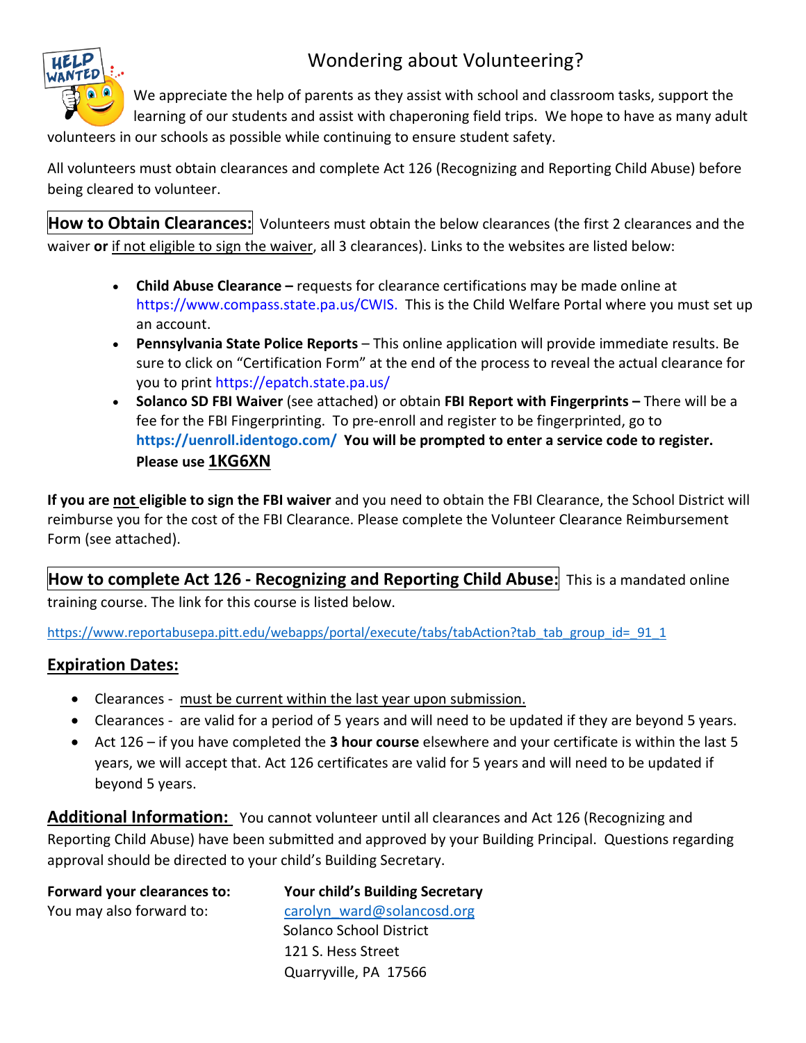# Wondering about Volunteering?

We appreciate the help of parents as they assist with school and classroom tasks, support the learning of our students and assist with chaperoning field trips. We hope to have as many adult volunteers in our schools as possible while continuing to ensure student safety.

All volunteers must obtain clearances and complete Act 126 (Recognizing and Reporting Child Abuse) before being cleared to volunteer.

**How to Obtain Clearances:** Volunteers must obtain the below clearances (the first 2 clearances and the waiver **or** if not eligible to sign the waiver, all 3 clearances). Links to the websites are listed below:

- **Child Abuse Clearance –** requests for clearance certifications may be made online at https://www.compass.state.pa.us/CWIS. This is the Child Welfare Portal where you must set up an account.
- **Pennsylvania State Police Reports** – This online application will provide immediate results. Be sure to click on "Certification Form" at the end of the process to reveal the actual clearance for you to print https://epatch.state.pa.us/
- **Solanco SD FBI Waiver** (see attached) or obtain **FBI Report with Fingerprints –** There will be a fee for the FBI Fingerprinting. To pre-enroll and register to be fingerprinted, go to **https://uenroll.identogo.com/ You will be prompted to enter a service code to register. Please use 1KG6XN**

**If you are not eligible to sign the FBI waiver** and you need to obtain the FBI Clearance, the School District will reimburse you for the cost of the FBI Clearance. Please complete the Volunteer Clearance Reimbursement Form (see attached).

**How to complete Act 126 - Recognizing and Reporting Child Abuse:** This is a mandated online training course. The link for this course is listed below.

https://www.reportabusepa.pitt.edu/webapps/portal/execute/tabs/tabAction?tab_tab_group_id=_91_1

## Expiration Dates:

- Clearances - must be current within the last year upon submission.
- Clearances - are valid for a period of 5 years and will need to be updated if they are beyond 5 years.
- Act 126 – if you have completed the **3 hour course** elsewhere and your certificate is within the last 5 years, we will accept that. Act 126 certificates are valid for 5 years and will need to be updated if beyond 5 years.

**Additional Information:** You cannot volunteer until all clearances and Act 126 (Recognizing and Reporting Child Abuse) have been submitted and approved by your Building Principal. Questions regarding approval should be directed to your child's Building Secretary.

**Forward your clearances to:** **Your child's Building Secretary**

You may also forward to:
carolyn_ward@solancosd.org
Solanco School District
121 S. Hess Street
Quarryville, PA 17566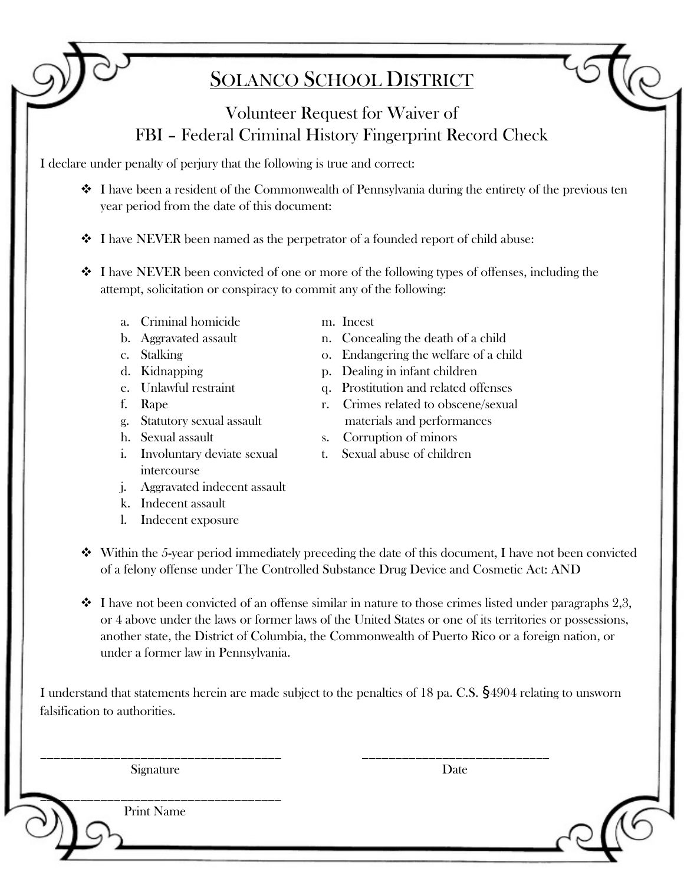# Solanco School District

## Volunteer Request for Waiver of FBI – Federal Criminal History Fingerprint Record Check

I declare under penalty of perjury that the following is true and correct:

- I have been a resident of the Commonwealth of Pennsylvania during the entirety of the previous ten year period from the date of this document:
- I have NEVER been named as the perpetrator of a founded report of child abuse:
- I have NEVER been convicted of one or more of the following types of offenses, including the attempt, solicitation or conspiracy to commit any of the following:

  a. Criminal homicide
  b. Aggravated assault
  c. Stalking
  d. Kidnapping
  e. Unlawful restraint
  f. Rape
  g. Statutory sexual assault
  h. Sexual assault
  i. Involuntary deviate sexual intercourse
  j. Aggravated indecent assault
  k. Indecent assault
  l. Indecent exposure
  m. Incest
  n. Concealing the death of a child
  o. Endangering the welfare of a child
  p. Dealing in infant children
  q. Prostitution and related offenses
  r. Crimes related to obscene/sexual materials and performances
  s. Corruption of minors
  t. Sexual abuse of children

- Within the 5-year period immediately preceding the date of this document, I have not been convicted of a felony offense under The Controlled Substance Drug Device and Cosmetic Act: AND
- I have not been convicted of an offense similar in nature to those crimes listed under paragraphs 2,3, or 4 above under the laws or former laws of the United States or one of its territories or possessions, another state, the District of Columbia, the Commonwealth of Puerto Rico or a foreign nation, or under a former law in Pennsylvania.

I understand that statements herein are made subject to the penalties of 18 pa. C.S. §4904 relating to unsworn falsification to authorities.

\_\_\_\_\_\_\_\_\_\_\_\_\_\_\_\_\_\_\_\_\_\_\_\_\_\_\_\_\_\_\_\_\_\_\_\_
Signature

\_\_\_\_\_\_\_\_\_\_\_\_\_\_\_\_\_\_\_\_\_\_\_\_\_\_\_\_\_
Date

\_\_\_\_\_\_\_\_\_\_\_\_\_\_\_\_\_\_\_\_\_\_\_\_\_\_\_\_\_\_\_\_\_\_\_\_
Print Name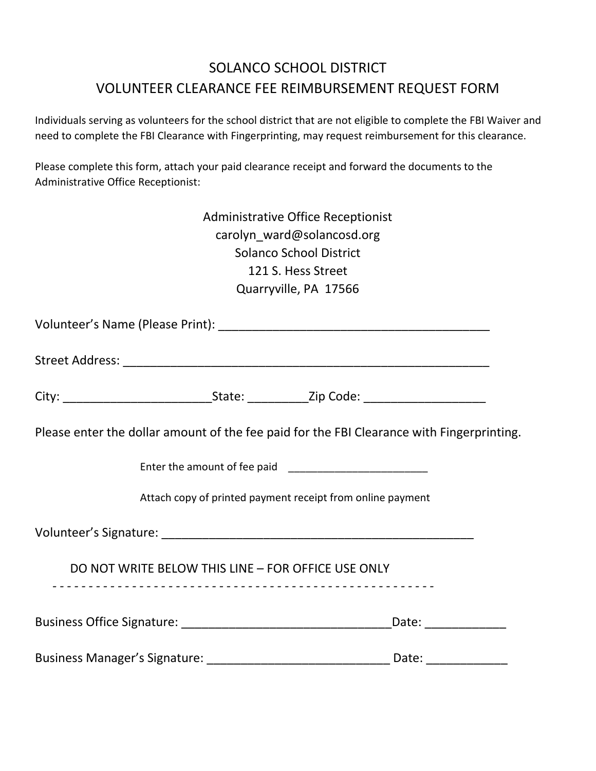# SOLANCO SCHOOL DISTRICT
# VOLUNTEER CLEARANCE FEE REIMBURSEMENT REQUEST FORM

Individuals serving as volunteers for the school district that are not eligible to complete the FBI Waiver and need to complete the FBI Clearance with Fingerprinting, may request reimbursement for this clearance.

Please complete this form, attach your paid clearance receipt and forward the documents to the Administrative Office Receptionist:

Administrative Office Receptionist
carolyn_ward@solancosd.org
Solanco School District
121 S. Hess Street
Quarryville, PA 17566

Volunteer's Name (Please Print): ________________________________________

Street Address: ______________________________________________________

City: ______________________State: _________Zip Code: _________________

Please enter the dollar amount of the fee paid for the FBI Clearance with Fingerprinting.

Enter the amount of fee paid ________________________

Attach copy of printed payment receipt from online payment

Volunteer's Signature: ______________________________________________

DO NOT WRITE BELOW THIS LINE – FOR OFFICE USE ONLY

- - - - - - - - - - - - - - - - - - - - - - - - - - - - - - - - - - - - - - - - - - - - - - - - - - - - - - - -

Business Office Signature: _______________________________Date: ____________

Business Manager's Signature: ___________________________ Date: ____________